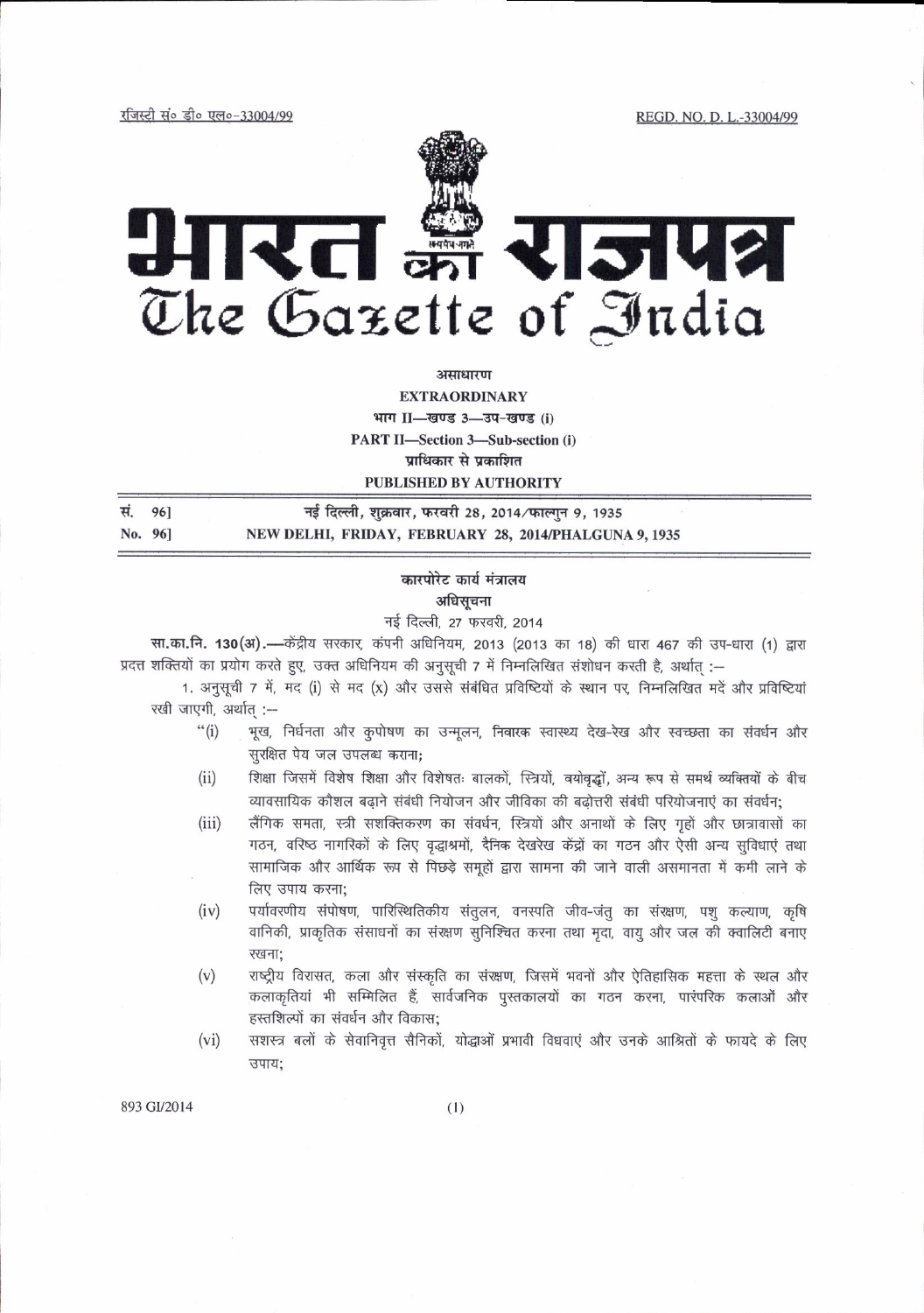रजिस्ट्री सं० डी० एल०-33004/99 REGD. NO. D. L.-33004/99

# भारत का राजपत्र
# The Gazette of India

असाधारण

**EXTRAORDINARY**

भाग II—खण्ड 3—उप-खण्ड (i)

**PART II—Section 3—Sub-section (i)**

प्राधिकार से प्रकाशित

**PUBLISHED BY AUTHORITY**

| | |
|---|---|
| सं. 96] | नई दिल्ली, शुक्रवार, फरवरी 28, 2014/फाल्गुन 9, 1935 |
| No. 96] | NEW DELHI, FRIDAY, FEBRUARY 28, 2014/PHALGUNA 9, 1935 |

## कारपोरेट कार्य मंत्रालय

### अधिसूचना

नई दिल्ली, 27 फरवरी, 2014

**सा.का.नि. 130(अ).**—केंद्रीय सरकार, कंपनी अधिनियम, 2013 (2013 का 18) की धारा 467 की उप-धारा (1) द्वारा प्रदत्त शक्तियों का प्रयोग करते हुए, उक्त अधिनियम की अनुसूची 7 में निम्नलिखित संशोधन करती है, अर्थात् :—

1. अनुसूची 7 में, मद (i) से मद (x) और उससे संबंधित प्रविष्टियों के स्थान पर, निम्नलिखित मदें और प्रविष्टियां रखी जाएंगी, अर्थात् :—

"(i) भूख, निर्धनता और कुपोषण का उन्मूलन, निवारक स्वास्थ्य देख-रेख और स्वच्छता का संवर्धन और सुरक्षित पेय जल उपलब्ध कराना;

(ii) शिक्षा जिसमें विशेष शिक्षा और विशेषतः बालकों, स्त्रियों, वयोवृद्धों, अन्य रूप से समर्थ व्यक्तियों के बीच व्यावसायिक कौशल बढ़ाने संबंधी नियोजन और जीविका की बढ़ोत्तरी संबंधी परियोजनाएं का संवर्धन;

(iii) लैंगिक समता, स्त्री सशक्तिकरण का संवर्धन, स्त्रियों और अनाथों के लिए गृहों और छात्रावासों का गठन, वरिष्ठ नागरिकों के लिए वृद्धाश्रमों, दैनिक देखरेख केंद्रों का गठन और ऐसी अन्य सुविधाएं तथा सामाजिक और आर्थिक रूप से पिछड़े समूहों द्वारा सामना की जाने वाली असमानता में कमी लाने के लिए उपाय करना;

(iv) पर्यावरणीय संपोषण, पारिस्थितिकीय संतुलन, वनस्पति जीव-जंतु का संरक्षण, पशु कल्याण, कृषि वानिकी, प्राकृतिक संसाधनों का संरक्षण सुनिश्चित करना तथा मृदा, वायु और जल की क्वालिटी बनाए रखना;

(v) राष्ट्रीय विरासत, कला और संस्कृति का संरक्षण, जिसमें भवनों और ऐतिहासिक महत्ता के स्थल और कलाकृतियां भी सम्मिलित हैं, सार्वजनिक पुस्तकालयों का गठन करना, पारंपरिक कलाओं और हस्तशिल्पों का संवर्धन और विकास;

(vi) सशस्त्र बलों के सेवानिवृत्त सैनिकों, योद्धाओं प्रभावी विधवाएं और उनके आश्रितों के फायदे के लिए उपाय;

893 GI/2014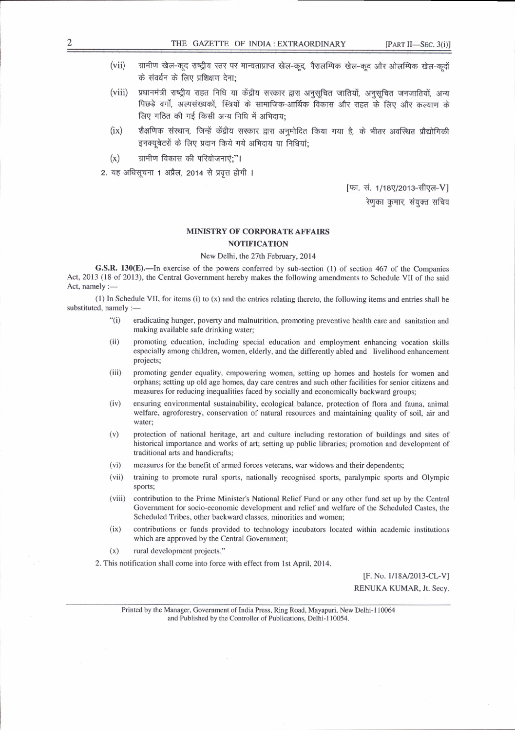(vii) ग्रामीण खेल-कूद राष्ट्रीय स्तर पर मान्यताप्राप्त खेल-कूद, पैरालम्पिक खेल-कूद और ओलम्पिक खेल-कूदों के संवर्धन के लिए प्रशिक्षण देना;

(viii) प्रधानमंत्री राष्ट्रीय राहत निधि या केंद्रीय सरकार द्वारा अनुसूचित जातियों, अनुसूचित जनजातियों, अन्य पिछड़े वर्गों, अल्पसंख्यकों, स्त्रियों के सामाजिक-आर्थिक विकास और राहत के लिए और कल्याण के लिए गठित की गई किसी अन्य निधि में अभिदाय;

(ix) शैक्षणिक संस्थान, जिन्हें केंद्रीय सरकार द्वारा अनुमोदित किया गया है, के भीतर अवस्थित प्रौद्योगिकी इनक्यूबेटरों के लिए प्रदान किये गये अभिदाय या निधियां;

(x) ग्रामीण विकास की परियोजनाएं;"।

2. यह अधिसूचना 1 अप्रैल, 2014 से प्रवृत्त होगी ।

[फा. सं. 1/18ए/2013-सीएल-V]

रेणुका कुमार, संयुक्त सचिव

## MINISTRY OF CORPORATE AFFAIRS

## NOTIFICATION

New Delhi, the 27th February, 2014

**G.S.R. 130(E).**—In exercise of the powers conferred by sub-section (1) of section 467 of the Companies Act, 2013 (18 of 2013), the Central Government hereby makes the following amendments to Schedule VII of the said Act, namely :—

(1) In Schedule VII, for items (i) to (x) and the entries relating thereto, the following items and entries shall be substituted, namely :—

"(i) eradicating hunger, poverty and malnutrition, promoting preventive health care and sanitation and making available safe drinking water;

(ii) promoting education, including special education and employment enhancing vocation skills especially among children, women, elderly, and the differently abled and livelihood enhancement projects;

(iii) promoting gender equality, empowering women, setting up homes and hostels for women and orphans; setting up old age homes, day care centres and such other facilities for senior citizens and measures for reducing inequalities faced by socially and economically backward groups;

(iv) ensuring environmental sustainability, ecological balance, protection of flora and fauna, animal welfare, agroforestry, conservation of natural resources and maintaining quality of soil, air and water;

(v) protection of national heritage, art and culture including restoration of buildings and sites of historical importance and works of art; setting up public libraries; promotion and development of traditional arts and handicrafts;

(vi) measures for the benefit of armed forces veterans, war widows and their dependents;

(vii) training to promote rural sports, nationally recognised sports, paralympic sports and Olympic sports;

(viii) contribution to the Prime Minister's National Relief Fund or any other fund set up by the Central Government for socio-economic development and relief and welfare of the Scheduled Castes, the Scheduled Tribes, other backward classes, minorities and women;

(ix) contributions or funds provided to technology incubators located within academic institutions which are approved by the Central Government;

(x) rural development projects."

2. This notification shall come into force with effect from 1st April, 2014.

[F. No. 1/18A/2013-CL-V]

RENUKA KUMAR, Jt. Secy.

Printed by the Manager, Government of India Press, Ring Road, Mayapuri, New Delhi-110064 and Published by the Controller of Publications, Delhi-110054.